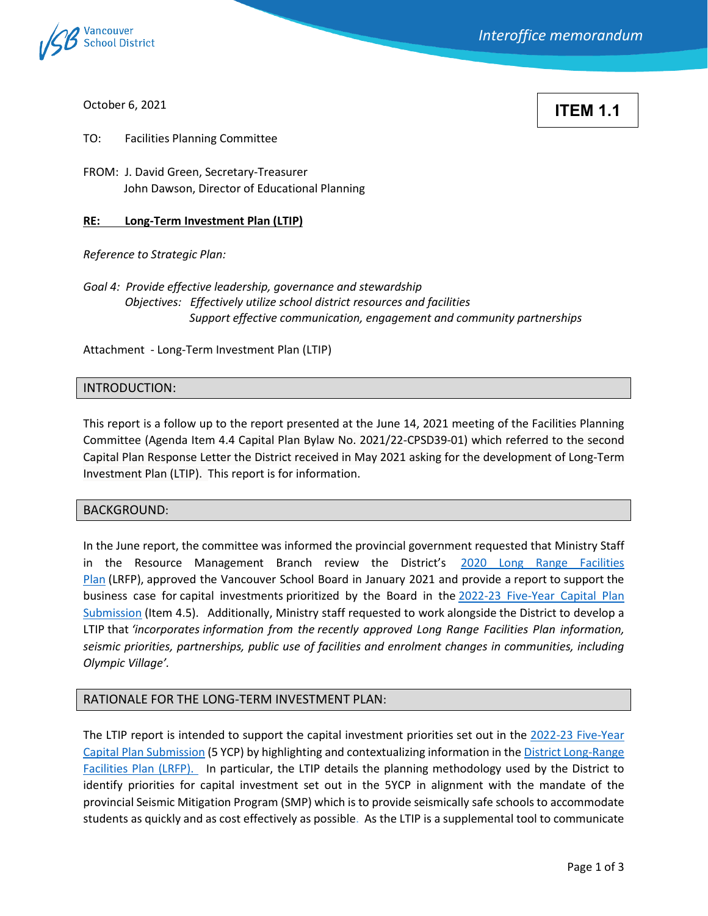Vancouver School District

*Interoffice memorandum*

October 6, 2021

**ITEM 1.1**

TO: Facilities Planning Committee

FROM: J. David Green, Secretary-Treasurer
John Dawson, Director of Educational Planning

**RE: Long-Term Investment Plan (LTIP)**

*Reference to Strategic Plan:*

*Goal 4: Provide effective leadership, governance and stewardship*
*Objectives: Effectively utilize school district resources and facilities*
*Support effective communication, engagement and community partnerships*

Attachment - Long-Term Investment Plan (LTIP)

## INTRODUCTION:

This report is a follow up to the report presented at the June 14, 2021 meeting of the Facilities Planning Committee (Agenda Item 4.4 Capital Plan Bylaw No. 2021/22-CPSD39-01) which referred to the second Capital Plan Response Letter the District received in May 2021 asking for the development of Long-Term Investment Plan (LTIP). This report is for information.

## BACKGROUND:

In the June report, the committee was informed the provincial government requested that Ministry Staff in the Resource Management Branch review the District's 2020 Long Range Facilities Plan (LRFP), approved the Vancouver School Board in January 2021 and provide a report to support the business case for capital investments prioritized by the Board in the 2022-23 Five-Year Capital Plan Submission (Item 4.5). Additionally, Ministry staff requested to work alongside the District to develop a LTIP that *'incorporates information from the recently approved Long Range Facilities Plan information, seismic priorities, partnerships, public use of facilities and enrolment changes in communities, including Olympic Village'.*

## RATIONALE FOR THE LONG-TERM INVESTMENT PLAN:

The LTIP report is intended to support the capital investment priorities set out in the 2022-23 Five-Year Capital Plan Submission (5 YCP) by highlighting and contextualizing information in the District Long-Range Facilities Plan (LRFP). In particular, the LTIP details the planning methodology used by the District to identify priorities for capital investment set out in the 5YCP in alignment with the mandate of the provincial Seismic Mitigation Program (SMP) which is to provide seismically safe schools to accommodate students as quickly and as cost effectively as possible. As the LTIP is a supplemental tool to communicate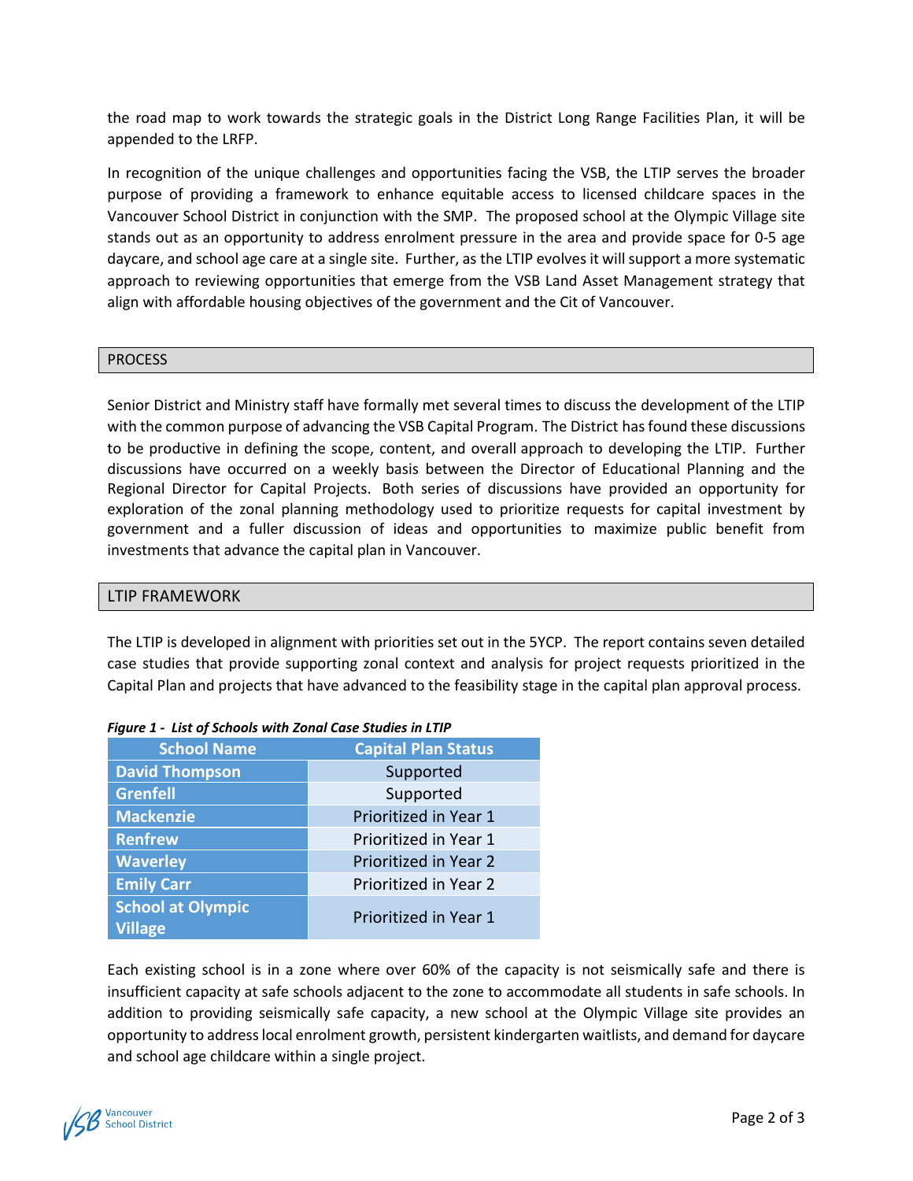the road map to work towards the strategic goals in the District Long Range Facilities Plan, it will be appended to the LRFP.

In recognition of the unique challenges and opportunities facing the VSB, the LTIP serves the broader purpose of providing a framework to enhance equitable access to licensed childcare spaces in the Vancouver School District in conjunction with the SMP. The proposed school at the Olympic Village site stands out as an opportunity to address enrolment pressure in the area and provide space for 0-5 age daycare, and school age care at a single site. Further, as the LTIP evolves it will support a more systematic approach to reviewing opportunities that emerge from the VSB Land Asset Management strategy that align with affordable housing objectives of the government and the Cit of Vancouver.

## PROCESS

Senior District and Ministry staff have formally met several times to discuss the development of the LTIP with the common purpose of advancing the VSB Capital Program. The District has found these discussions to be productive in defining the scope, content, and overall approach to developing the LTIP. Further discussions have occurred on a weekly basis between the Director of Educational Planning and the Regional Director for Capital Projects. Both series of discussions have provided an opportunity for exploration of the zonal planning methodology used to prioritize requests for capital investment by government and a fuller discussion of ideas and opportunities to maximize public benefit from investments that advance the capital plan in Vancouver.

## LTIP FRAMEWORK

The LTIP is developed in alignment with priorities set out in the 5YCP. The report contains seven detailed case studies that provide supporting zonal context and analysis for project requests prioritized in the Capital Plan and projects that have advanced to the feasibility stage in the capital plan approval process.

***Figure 1 - List of Schools with Zonal Case Studies in LTIP***

| School Name | Capital Plan Status |
|---|---|
| **David Thompson** | Supported |
| **Grenfell** | Supported |
| **Mackenzie** | Prioritized in Year 1 |
| **Renfrew** | Prioritized in Year 1 |
| **Waverley** | Prioritized in Year 2 |
| **Emily Carr** | Prioritized in Year 2 |
| **School at Olympic Village** | Prioritized in Year 1 |

Each existing school is in a zone where over 60% of the capacity is not seismically safe and there is insufficient capacity at safe schools adjacent to the zone to accommodate all students in safe schools. In addition to providing seismically safe capacity, a new school at the Olympic Village site provides an opportunity to address local enrolment growth, persistent kindergarten waitlists, and demand for daycare and school age childcare within a single project.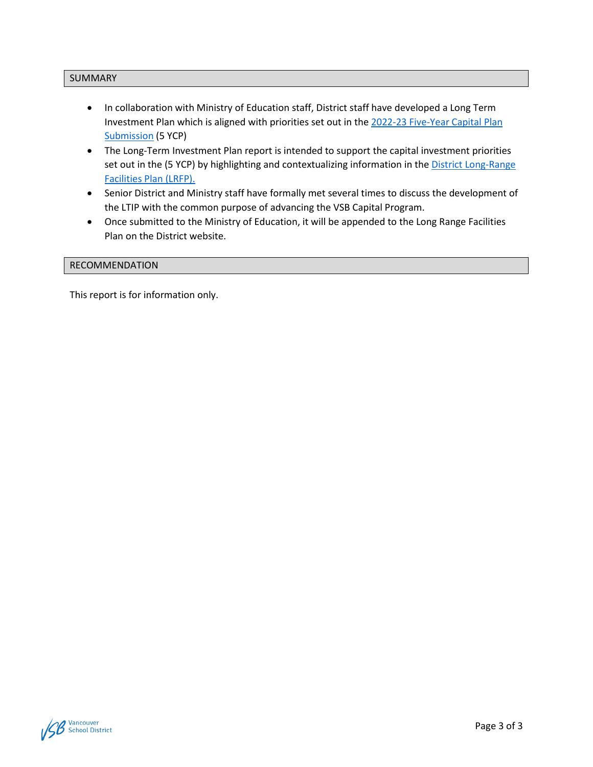## SUMMARY

- In collaboration with Ministry of Education staff, District staff have developed a Long Term Investment Plan which is aligned with priorities set out in the 2022-23 Five-Year Capital Plan Submission (5 YCP)
- The Long-Term Investment Plan report is intended to support the capital investment priorities set out in the (5 YCP) by highlighting and contextualizing information in the District Long-Range Facilities Plan (LRFP).
- Senior District and Ministry staff have formally met several times to discuss the development of the LTIP with the common purpose of advancing the VSB Capital Program.
- Once submitted to the Ministry of Education, it will be appended to the Long Range Facilities Plan on the District website.

## RECOMMENDATION

This report is for information only.